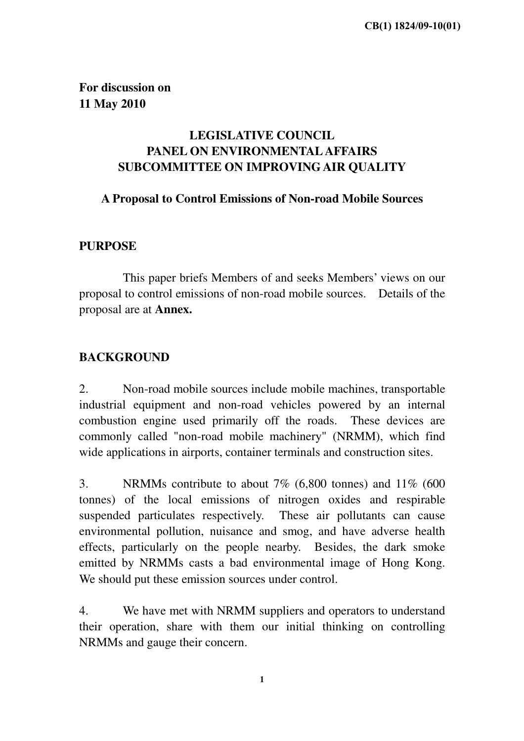CB(1) 1824/09-10(01)

**For discussion on**
**11 May 2010**

# LEGISLATIVE COUNCIL
# PANEL ON ENVIRONMENTAL AFFAIRS
# SUBCOMMITTEE ON IMPROVING AIR QUALITY

## A Proposal to Control Emissions of Non-road Mobile Sources

## PURPOSE

This paper briefs Members of and seeks Members' views on our proposal to control emissions of non-road mobile sources. Details of the proposal are at **Annex.**

## BACKGROUND

2. Non-road mobile sources include mobile machines, transportable industrial equipment and non-road vehicles powered by an internal combustion engine used primarily off the roads. These devices are commonly called "non-road mobile machinery" (NRMM), which find wide applications in airports, container terminals and construction sites.

3. NRMMs contribute to about 7% (6,800 tonnes) and 11% (600 tonnes) of the local emissions of nitrogen oxides and respirable suspended particulates respectively. These air pollutants can cause environmental pollution, nuisance and smog, and have adverse health effects, particularly on the people nearby. Besides, the dark smoke emitted by NRMMs casts a bad environmental image of Hong Kong. We should put these emission sources under control.

4. We have met with NRMM suppliers and operators to understand their operation, share with them our initial thinking on controlling NRMMs and gauge their concern.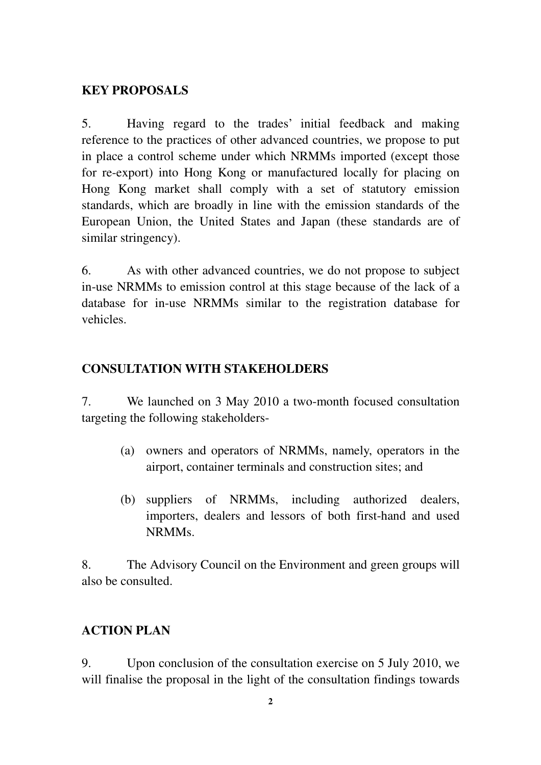## KEY PROPOSALS

5. Having regard to the trades' initial feedback and making reference to the practices of other advanced countries, we propose to put in place a control scheme under which NRMMs imported (except those for re-export) into Hong Kong or manufactured locally for placing on Hong Kong market shall comply with a set of statutory emission standards, which are broadly in line with the emission standards of the European Union, the United States and Japan (these standards are of similar stringency).

6. As with other advanced countries, we do not propose to subject in-use NRMMs to emission control at this stage because of the lack of a database for in-use NRMMs similar to the registration database for vehicles.

## CONSULTATION WITH STAKEHOLDERS

7. We launched on 3 May 2010 a two-month focused consultation targeting the following stakeholders-

(a) owners and operators of NRMMs, namely, operators in the airport, container terminals and construction sites; and

(b) suppliers of NRMMs, including authorized dealers, importers, dealers and lessors of both first-hand and used NRMMs.

8. The Advisory Council on the Environment and green groups will also be consulted.

## ACTION PLAN

9. Upon conclusion of the consultation exercise on 5 July 2010, we will finalise the proposal in the light of the consultation findings towards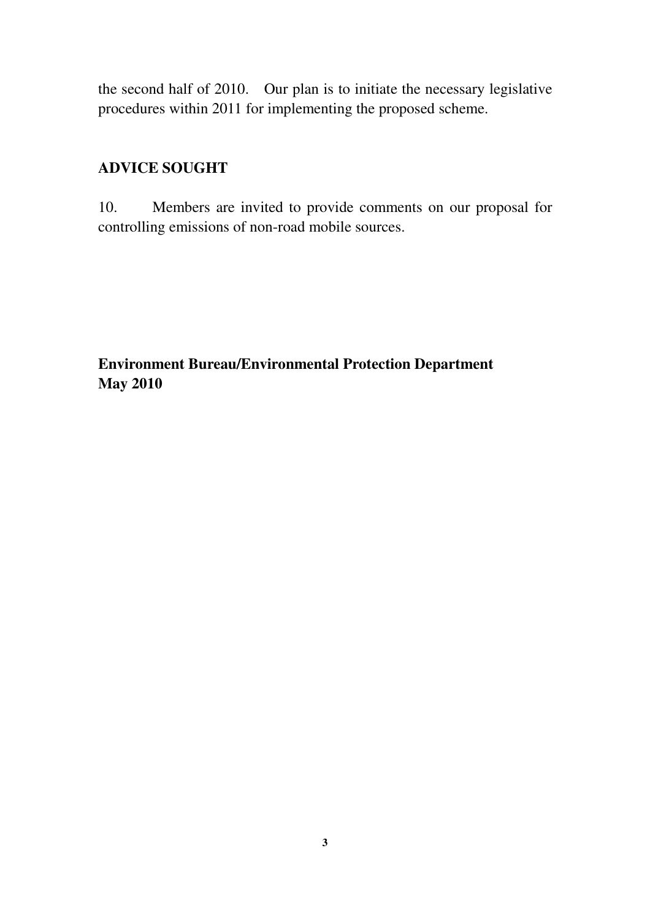the second half of 2010. Our plan is to initiate the necessary legislative procedures within 2011 for implementing the proposed scheme.

## ADVICE SOUGHT

10. Members are invited to provide comments on our proposal for controlling emissions of non-road mobile sources.

**Environment Bureau/Environmental Protection Department**
**May 2010**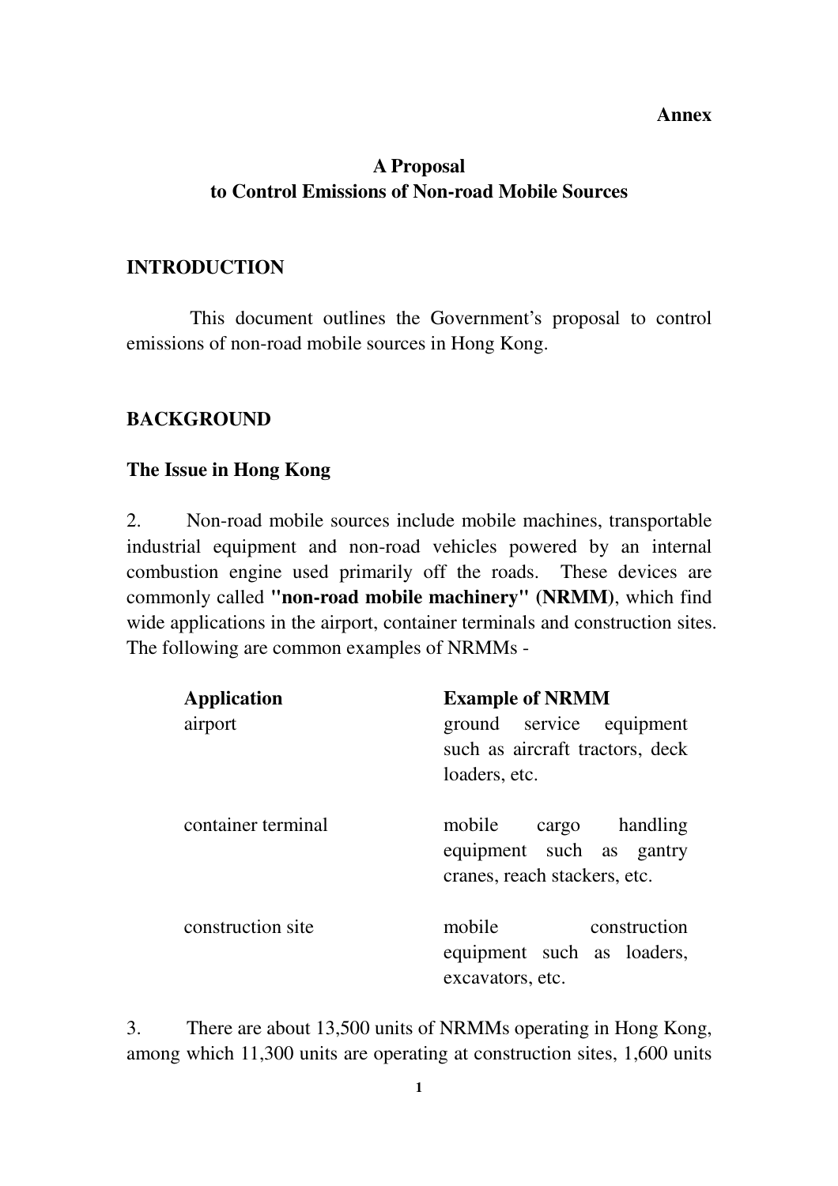**Annex**

# A Proposal to Control Emissions of Non-road Mobile Sources

## INTRODUCTION

This document outlines the Government's proposal to control emissions of non-road mobile sources in Hong Kong.

## BACKGROUND

### The Issue in Hong Kong

2. Non-road mobile sources include mobile machines, transportable industrial equipment and non-road vehicles powered by an internal combustion engine used primarily off the roads. These devices are commonly called **"non-road mobile machinery" (NRMM)**, which find wide applications in the airport, container terminals and construction sites. The following are common examples of NRMMs -

| Application | Example of NRMM |
| --- | --- |
| airport | ground service equipment such as aircraft tractors, deck loaders, etc. |
| container terminal | mobile cargo handling equipment such as gantry cranes, reach stackers, etc. |
| construction site | mobile construction equipment such as loaders, excavators, etc. |

3. There are about 13,500 units of NRMMs operating in Hong Kong, among which 11,300 units are operating at construction sites, 1,600 units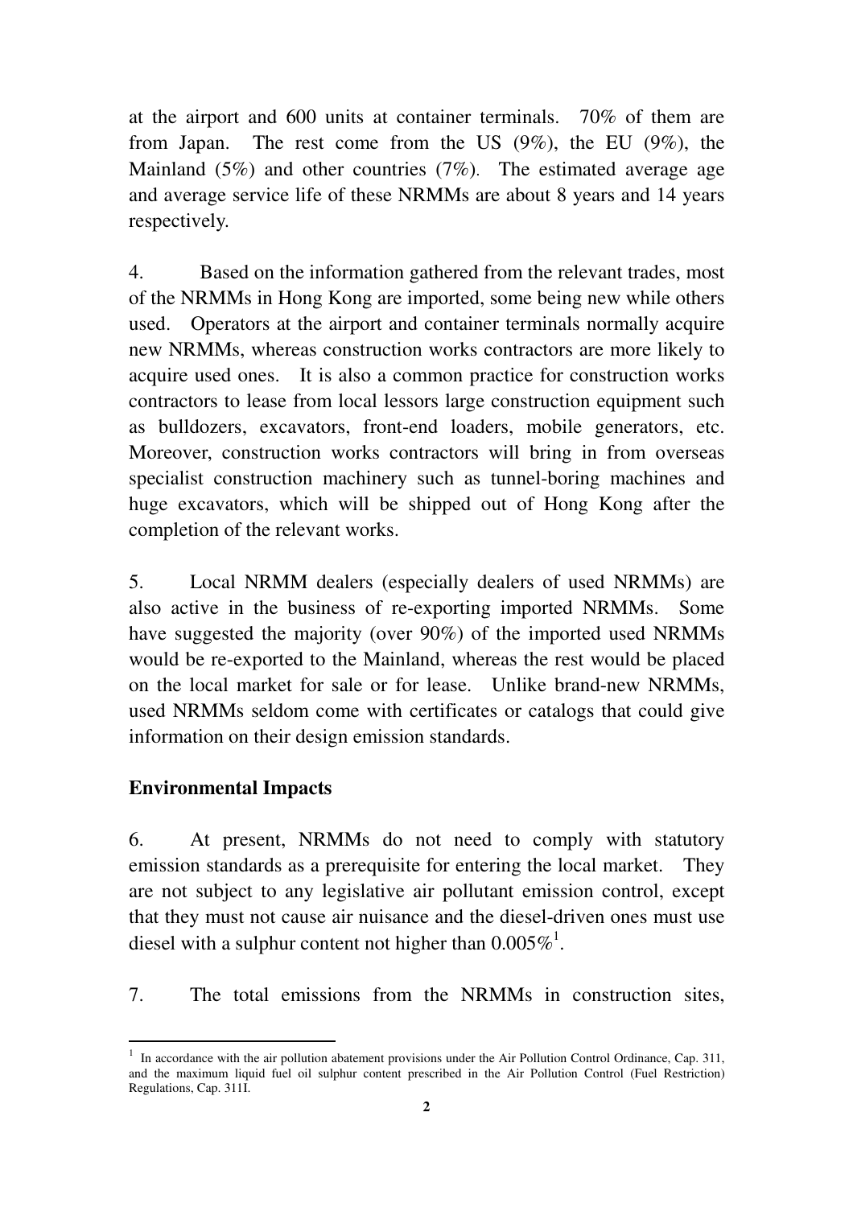at the airport and 600 units at container terminals. 70% of them are from Japan. The rest come from the US (9%), the EU (9%), the Mainland (5%) and other countries (7%). The estimated average age and average service life of these NRMMs are about 8 years and 14 years respectively.

4. Based on the information gathered from the relevant trades, most of the NRMMs in Hong Kong are imported, some being new while others used. Operators at the airport and container terminals normally acquire new NRMMs, whereas construction works contractors are more likely to acquire used ones. It is also a common practice for construction works contractors to lease from local lessors large construction equipment such as bulldozers, excavators, front-end loaders, mobile generators, etc. Moreover, construction works contractors will bring in from overseas specialist construction machinery such as tunnel-boring machines and huge excavators, which will be shipped out of Hong Kong after the completion of the relevant works.

5. Local NRMM dealers (especially dealers of used NRMMs) are also active in the business of re-exporting imported NRMMs. Some have suggested the majority (over 90%) of the imported used NRMMs would be re-exported to the Mainland, whereas the rest would be placed on the local market for sale or for lease. Unlike brand-new NRMMs, used NRMMs seldom come with certificates or catalogs that could give information on their design emission standards.

**Environmental Impacts**

6. At present, NRMMs do not need to comply with statutory emission standards as a prerequisite for entering the local market. They are not subject to any legislative air pollutant emission control, except that they must not cause air nuisance and the diesel-driven ones must use diesel with a sulphur content not higher than 0.005%[1].

7. The total emissions from the NRMMs in construction sites,

[1] In accordance with the air pollution abatement provisions under the Air Pollution Control Ordinance, Cap. 311, and the maximum liquid fuel oil sulphur content prescribed in the Air Pollution Control (Fuel Restriction) Regulations, Cap. 311I.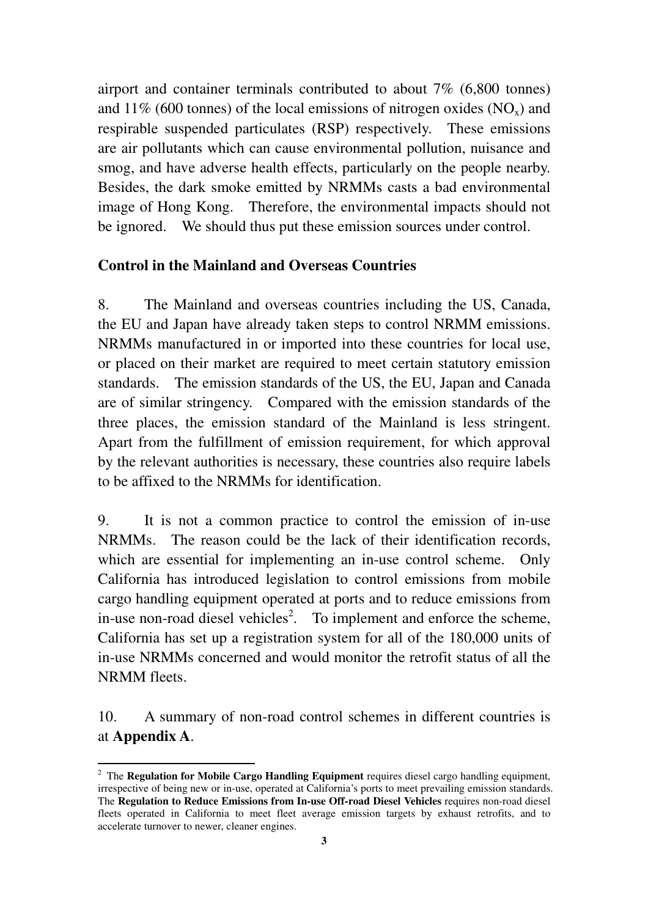airport and container terminals contributed to about 7% (6,800 tonnes) and 11% (600 tonnes) of the local emissions of nitrogen oxides ($NO_x$) and respirable suspended particulates (RSP) respectively. These emissions are air pollutants which can cause environmental pollution, nuisance and smog, and have adverse health effects, particularly on the people nearby. Besides, the dark smoke emitted by NRMMs casts a bad environmental image of Hong Kong. Therefore, the environmental impacts should not be ignored. We should thus put these emission sources under control.

**Control in the Mainland and Overseas Countries**

8. The Mainland and overseas countries including the US, Canada, the EU and Japan have already taken steps to control NRMM emissions. NRMMs manufactured in or imported into these countries for local use, or placed on their market are required to meet certain statutory emission standards. The emission standards of the US, the EU, Japan and Canada are of similar stringency. Compared with the emission standards of the three places, the emission standard of the Mainland is less stringent. Apart from the fulfillment of emission requirement, for which approval by the relevant authorities is necessary, these countries also require labels to be affixed to the NRMMs for identification.

9. It is not a common practice to control the emission of in-use NRMMs. The reason could be the lack of their identification records, which are essential for implementing an in-use control scheme. Only California has introduced legislation to control emissions from mobile cargo handling equipment operated at ports and to reduce emissions from in-use non-road diesel vehicles[2]. To implement and enforce the scheme, California has set up a registration system for all of the 180,000 units of in-use NRMMs concerned and would monitor the retrofit status of all the NRMM fleets.

10. A summary of non-road control schemes in different countries is at **Appendix A**.

---

[2] The **Regulation for Mobile Cargo Handling Equipment** requires diesel cargo handling equipment, irrespective of being new or in-use, operated at California's ports to meet prevailing emission standards. The **Regulation to Reduce Emissions from In-use Off-road Diesel Vehicles** requires non-road diesel fleets operated in California to meet fleet average emission targets by exhaust retrofits, and to accelerate turnover to newer, cleaner engines.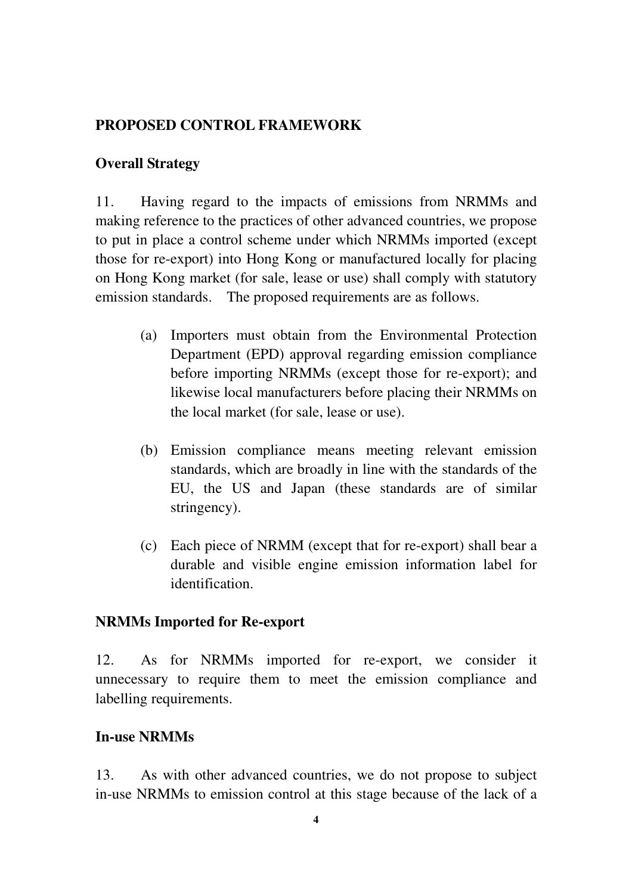## PROPOSED CONTROL FRAMEWORK

### Overall Strategy

11. Having regard to the impacts of emissions from NRMMs and making reference to the practices of other advanced countries, we propose to put in place a control scheme under which NRMMs imported (except those for re-export) into Hong Kong or manufactured locally for placing on Hong Kong market (for sale, lease or use) shall comply with statutory emission standards. The proposed requirements are as follows.

(a) Importers must obtain from the Environmental Protection Department (EPD) approval regarding emission compliance before importing NRMMs (except those for re-export); and likewise local manufacturers before placing their NRMMs on the local market (for sale, lease or use).

(b) Emission compliance means meeting relevant emission standards, which are broadly in line with the standards of the EU, the US and Japan (these standards are of similar stringency).

(c) Each piece of NRMM (except that for re-export) shall bear a durable and visible engine emission information label for identification.

### NRMMs Imported for Re-export

12. As for NRMMs imported for re-export, we consider it unnecessary to require them to meet the emission compliance and labelling requirements.

### In-use NRMMs

13. As with other advanced countries, we do not propose to subject in-use NRMMs to emission control at this stage because of the lack of a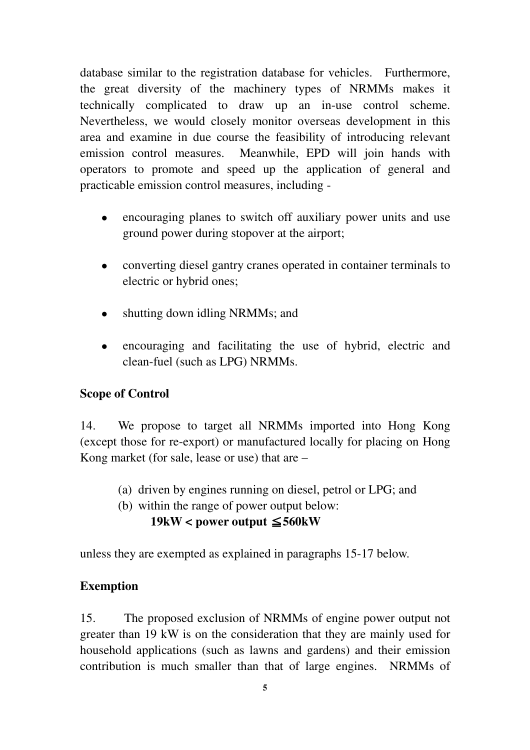database similar to the registration database for vehicles. Furthermore, the great diversity of the machinery types of NRMMs makes it technically complicated to draw up an in-use control scheme. Nevertheless, we would closely monitor overseas development in this area and examine in due course the feasibility of introducing relevant emission control measures. Meanwhile, EPD will join hands with operators to promote and speed up the application of general and practicable emission control measures, including -

- encouraging planes to switch off auxiliary power units and use ground power during stopover at the airport;
- converting diesel gantry cranes operated in container terminals to electric or hybrid ones;
- shutting down idling NRMMs; and
- encouraging and facilitating the use of hybrid, electric and clean-fuel (such as LPG) NRMMs.

**Scope of Control**

14. We propose to target all NRMMs imported into Hong Kong (except those for re-export) or manufactured locally for placing on Hong Kong market (for sale, lease or use) that are –

(a) driven by engines running on diesel, petrol or LPG; and
(b) within the range of power output below:
**19kW < power output ≦560kW**

unless they are exempted as explained in paragraphs 15-17 below.

**Exemption**

15. The proposed exclusion of NRMMs of engine power output not greater than 19 kW is on the consideration that they are mainly used for household applications (such as lawns and gardens) and their emission contribution is much smaller than that of large engines. NRMMs of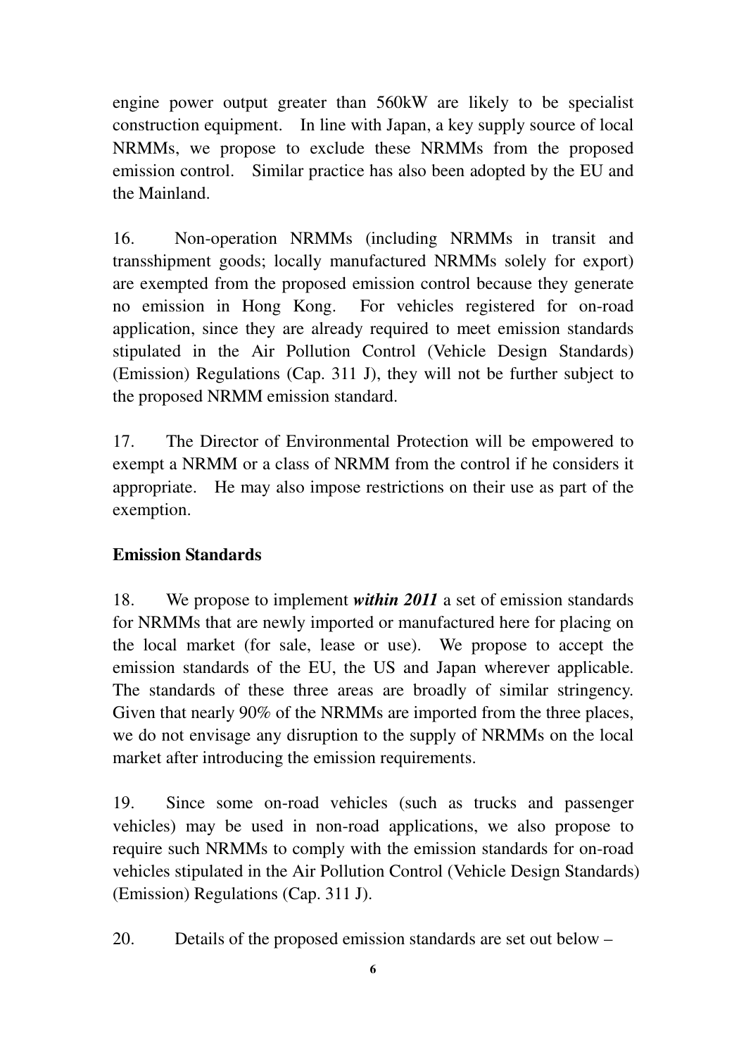engine power output greater than 560kW are likely to be specialist construction equipment. In line with Japan, a key supply source of local NRMMs, we propose to exclude these NRMMs from the proposed emission control. Similar practice has also been adopted by the EU and the Mainland.

16. Non-operation NRMMs (including NRMMs in transit and transshipment goods; locally manufactured NRMMs solely for export) are exempted from the proposed emission control because they generate no emission in Hong Kong. For vehicles registered for on-road application, since they are already required to meet emission standards stipulated in the Air Pollution Control (Vehicle Design Standards) (Emission) Regulations (Cap. 311 J), they will not be further subject to the proposed NRMM emission standard.

17. The Director of Environmental Protection will be empowered to exempt a NRMM or a class of NRMM from the control if he considers it appropriate. He may also impose restrictions on their use as part of the exemption.

**Emission Standards**

18. We propose to implement ***within 2011*** a set of emission standards for NRMMs that are newly imported or manufactured here for placing on the local market (for sale, lease or use). We propose to accept the emission standards of the EU, the US and Japan wherever applicable. The standards of these three areas are broadly of similar stringency. Given that nearly 90% of the NRMMs are imported from the three places, we do not envisage any disruption to the supply of NRMMs on the local market after introducing the emission requirements.

19. Since some on-road vehicles (such as trucks and passenger vehicles) may be used in non-road applications, we also propose to require such NRMMs to comply with the emission standards for on-road vehicles stipulated in the Air Pollution Control (Vehicle Design Standards) (Emission) Regulations (Cap. 311 J).

20. Details of the proposed emission standards are set out below –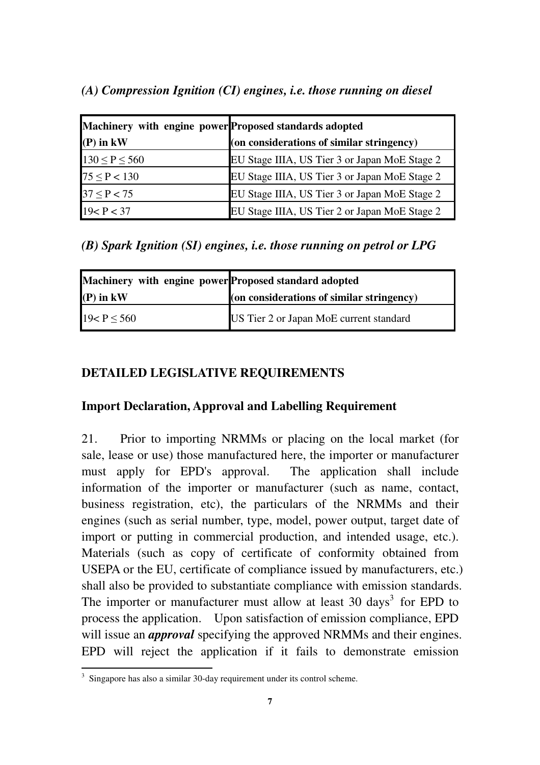*(A) Compression Ignition (CI) engines, i.e. those running on diesel*

| Machinery with engine power (P) in kW | Proposed standards adopted (on considerations of similar stringency) |
|---|---|
| $130 \leq P \leq 560$ | EU Stage IIIA, US Tier 3 or Japan MoE Stage 2 |
| $75 \leq P < 130$ | EU Stage IIIA, US Tier 3 or Japan MoE Stage 2 |
| $37 \leq P < 75$ | EU Stage IIIA, US Tier 3 or Japan MoE Stage 2 |
| $19 < P < 37$ | EU Stage IIIA, US Tier 2 or Japan MoE Stage 2 |

*(B) Spark Ignition (SI) engines, i.e. those running on petrol or LPG*

| Machinery with engine power (P) in kW | Proposed standard adopted (on considerations of similar stringency) |
|---|---|
| $19 < P \leq 560$ | US Tier 2 or Japan MoE current standard |

## DETAILED LEGISLATIVE REQUIREMENTS

### Import Declaration, Approval and Labelling Requirement

21. Prior to importing NRMMs or placing on the local market (for sale, lease or use) those manufactured here, the importer or manufacturer must apply for EPD's approval. The application shall include information of the importer or manufacturer (such as name, contact, business registration, etc), the particulars of the NRMMs and their engines (such as serial number, type, model, power output, target date of import or putting in commercial production, and intended usage, etc.). Materials (such as copy of certificate of conformity obtained from USEPA or the EU, certificate of compliance issued by manufacturers, etc.) shall also be provided to substantiate compliance with emission standards. The importer or manufacturer must allow at least 30 days[3] for EPD to process the application. Upon satisfaction of emission compliance, EPD will issue an ***approval*** specifying the approved NRMMs and their engines. EPD will reject the application if it fails to demonstrate emission

[3] Singapore has also a similar 30-day requirement under its control scheme.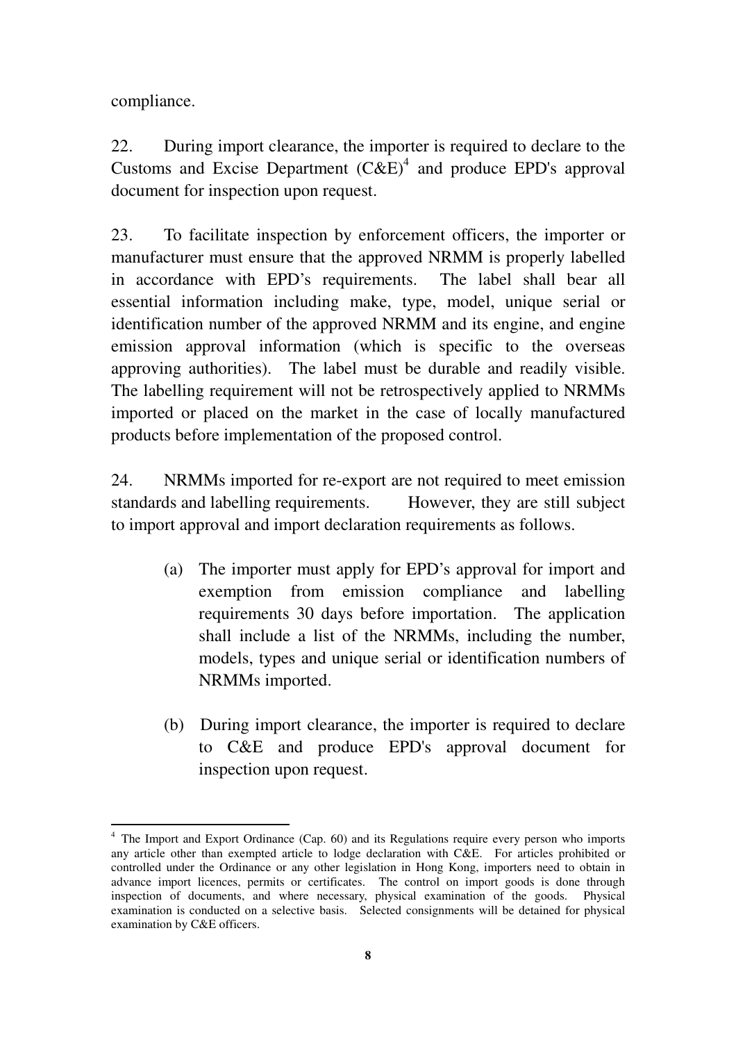compliance.

22. During import clearance, the importer is required to declare to the Customs and Excise Department (C&E)[4] and produce EPD's approval document for inspection upon request.

23. To facilitate inspection by enforcement officers, the importer or manufacturer must ensure that the approved NRMM is properly labelled in accordance with EPD's requirements. The label shall bear all essential information including make, type, model, unique serial or identification number of the approved NRMM and its engine, and engine emission approval information (which is specific to the overseas approving authorities). The label must be durable and readily visible. The labelling requirement will not be retrospectively applied to NRMMs imported or placed on the market in the case of locally manufactured products before implementation of the proposed control.

24. NRMMs imported for re-export are not required to meet emission standards and labelling requirements. However, they are still subject to import approval and import declaration requirements as follows.

(a) The importer must apply for EPD's approval for import and exemption from emission compliance and labelling requirements 30 days before importation. The application shall include a list of the NRMMs, including the number, models, types and unique serial or identification numbers of NRMMs imported.

(b) During import clearance, the importer is required to declare to C&E and produce EPD's approval document for inspection upon request.

---

[4] The Import and Export Ordinance (Cap. 60) and its Regulations require every person who imports any article other than exempted article to lodge declaration with C&E. For articles prohibited or controlled under the Ordinance or any other legislation in Hong Kong, importers need to obtain in advance import licences, permits or certificates. The control on import goods is done through inspection of documents, and where necessary, physical examination of the goods. Physical examination is conducted on a selective basis. Selected consignments will be detained for physical examination by C&E officers.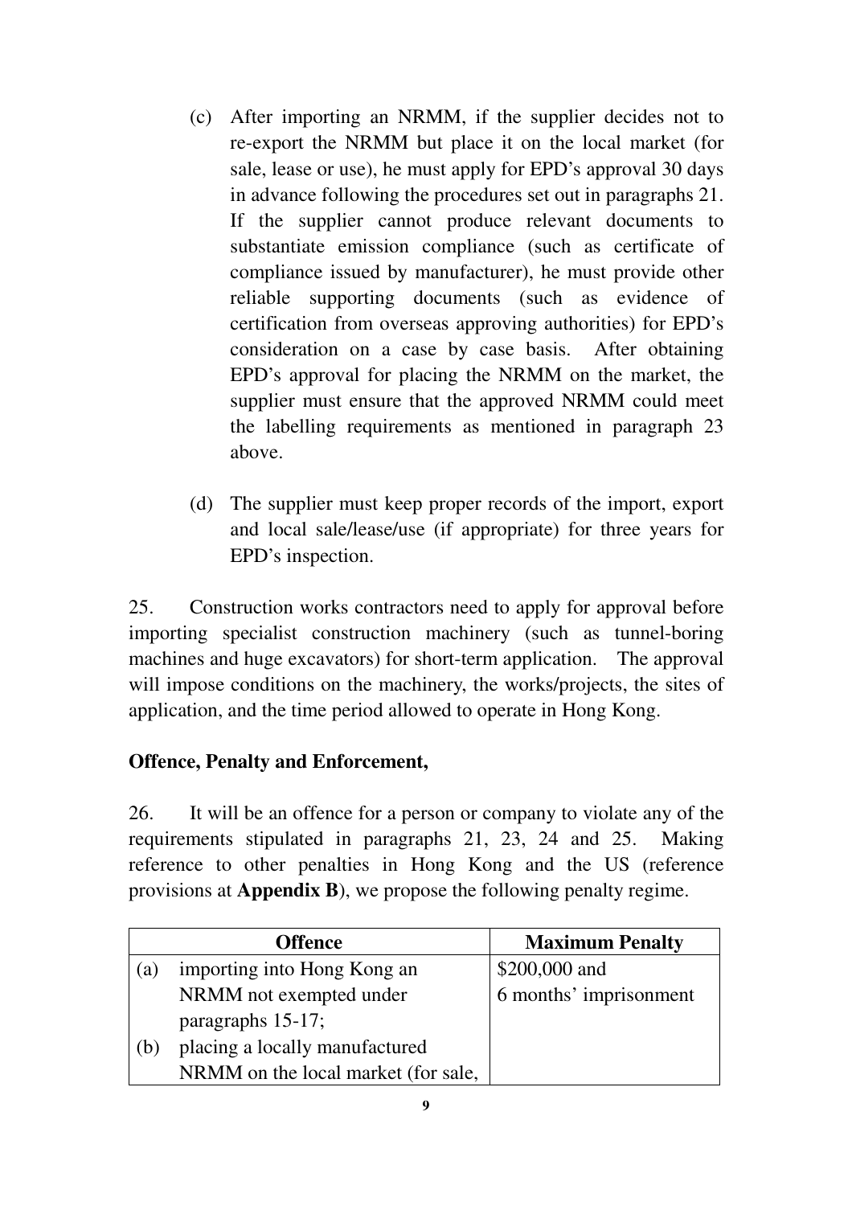(c) After importing an NRMM, if the supplier decides not to re-export the NRMM but place it on the local market (for sale, lease or use), he must apply for EPD's approval 30 days in advance following the procedures set out in paragraphs 21. If the supplier cannot produce relevant documents to substantiate emission compliance (such as certificate of compliance issued by manufacturer), he must provide other reliable supporting documents (such as evidence of certification from overseas approving authorities) for EPD's consideration on a case by case basis. After obtaining EPD's approval for placing the NRMM on the market, the supplier must ensure that the approved NRMM could meet the labelling requirements as mentioned in paragraph 23 above.

(d) The supplier must keep proper records of the import, export and local sale/lease/use (if appropriate) for three years for EPD's inspection.

25. Construction works contractors need to apply for approval before importing specialist construction machinery (such as tunnel-boring machines and huge excavators) for short-term application. The approval will impose conditions on the machinery, the works/projects, the sites of application, and the time period allowed to operate in Hong Kong.

**Offence, Penalty and Enforcement,**

26. It will be an offence for a person or company to violate any of the requirements stipulated in paragraphs 21, 23, 24 and 25. Making reference to other penalties in Hong Kong and the US (reference provisions at **Appendix B**), we propose the following penalty regime.

| Offence | | Maximum Penalty |
|---|---|---|
| (a) | importing into Hong Kong an NRMM not exempted under paragraphs 15-17; | \$200,000 and 6 months' imprisonment |
| (b) | placing a locally manufactured NRMM on the local market (for sale, | |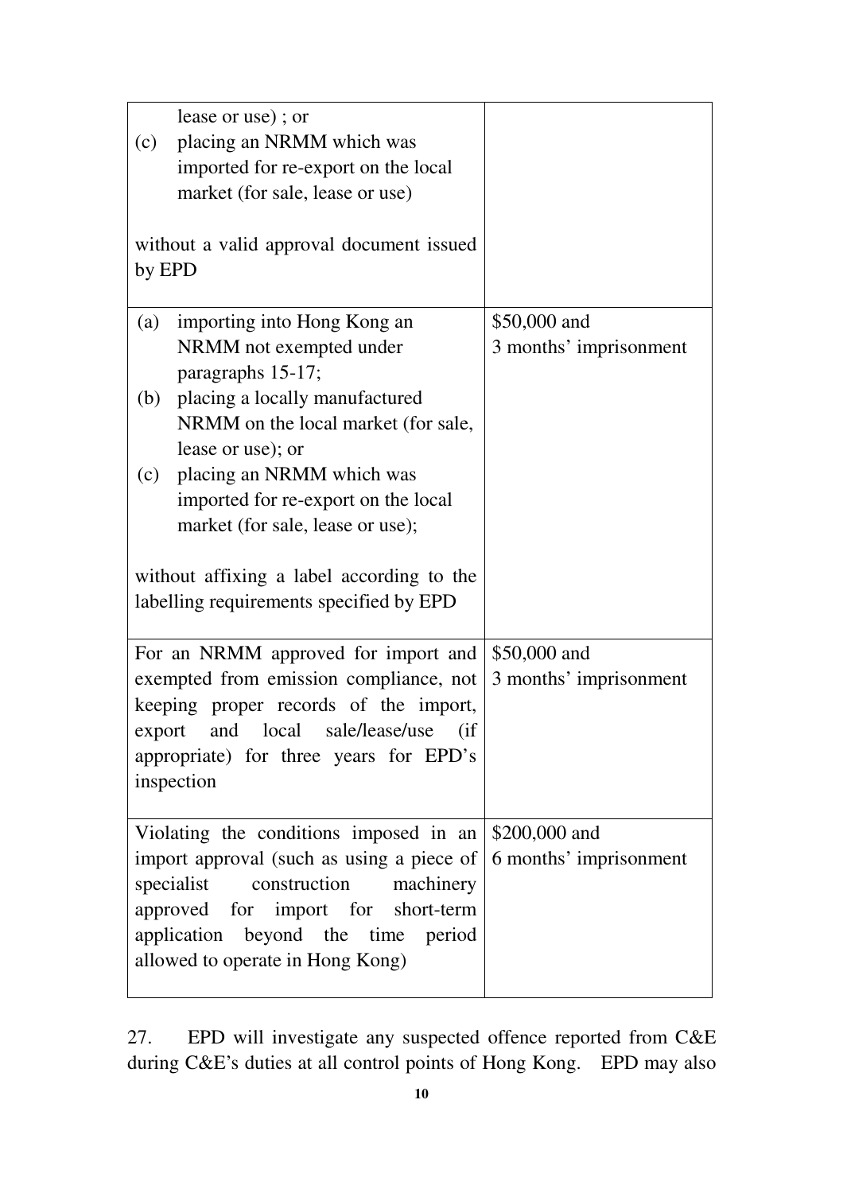| | |
|---|---|
| lease or use) ; or<br>(c) placing an NRMM which was imported for re-export on the local market (for sale, lease or use)<br><br>without a valid approval document issued by EPD | |
| (a) importing into Hong Kong an NRMM not exempted under paragraphs 15-17;<br>(b) placing a locally manufactured NRMM on the local market (for sale, lease or use); or<br>(c) placing an NRMM which was imported for re-export on the local market (for sale, lease or use);<br><br>without affixing a label according to the labelling requirements specified by EPD | $50,000 and 3 months' imprisonment |
| For an NRMM approved for import and exempted from emission compliance, not keeping proper records of the import, export and local sale/lease/use (if appropriate) for three years for EPD's inspection | $50,000 and 3 months' imprisonment |
| Violating the conditions imposed in an import approval (such as using a piece of specialist construction machinery approved for import for short-term application beyond the time period allowed to operate in Hong Kong) | $200,000 and 6 months' imprisonment |

27. EPD will investigate any suspected offence reported from C&E during C&E's duties at all control points of Hong Kong. EPD may also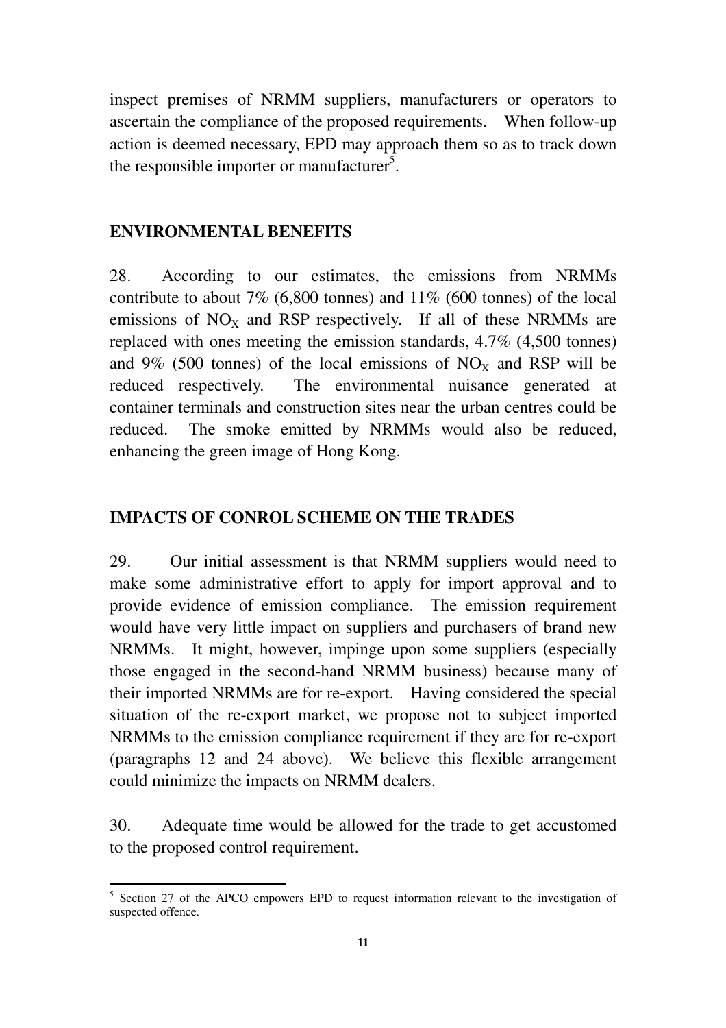inspect premises of NRMM suppliers, manufacturers or operators to ascertain the compliance of the proposed requirements. When follow-up action is deemed necessary, EPD may approach them so as to track down the responsible importer or manufacturer[5].

## ENVIRONMENTAL BENEFITS

28. According to our estimates, the emissions from NRMMs contribute to about 7% (6,800 tonnes) and 11% (600 tonnes) of the local emissions of $NO_X$ and RSP respectively. If all of these NRMMs are replaced with ones meeting the emission standards, 4.7% (4,500 tonnes) and 9% (500 tonnes) of the local emissions of $NO_X$ and RSP will be reduced respectively. The environmental nuisance generated at container terminals and construction sites near the urban centres could be reduced. The smoke emitted by NRMMs would also be reduced, enhancing the green image of Hong Kong.

## IMPACTS OF CONROL SCHEME ON THE TRADES

29. Our initial assessment is that NRMM suppliers would need to make some administrative effort to apply for import approval and to provide evidence of emission compliance. The emission requirement would have very little impact on suppliers and purchasers of brand new NRMMs. It might, however, impinge upon some suppliers (especially those engaged in the second-hand NRMM business) because many of their imported NRMMs are for re-export. Having considered the special situation of the re-export market, we propose not to subject imported NRMMs to the emission compliance requirement if they are for re-export (paragraphs 12 and 24 above). We believe this flexible arrangement could minimize the impacts on NRMM dealers.

30. Adequate time would be allowed for the trade to get accustomed to the proposed control requirement.

---

[5] Section 27 of the APCO empowers EPD to request information relevant to the investigation of suspected offence.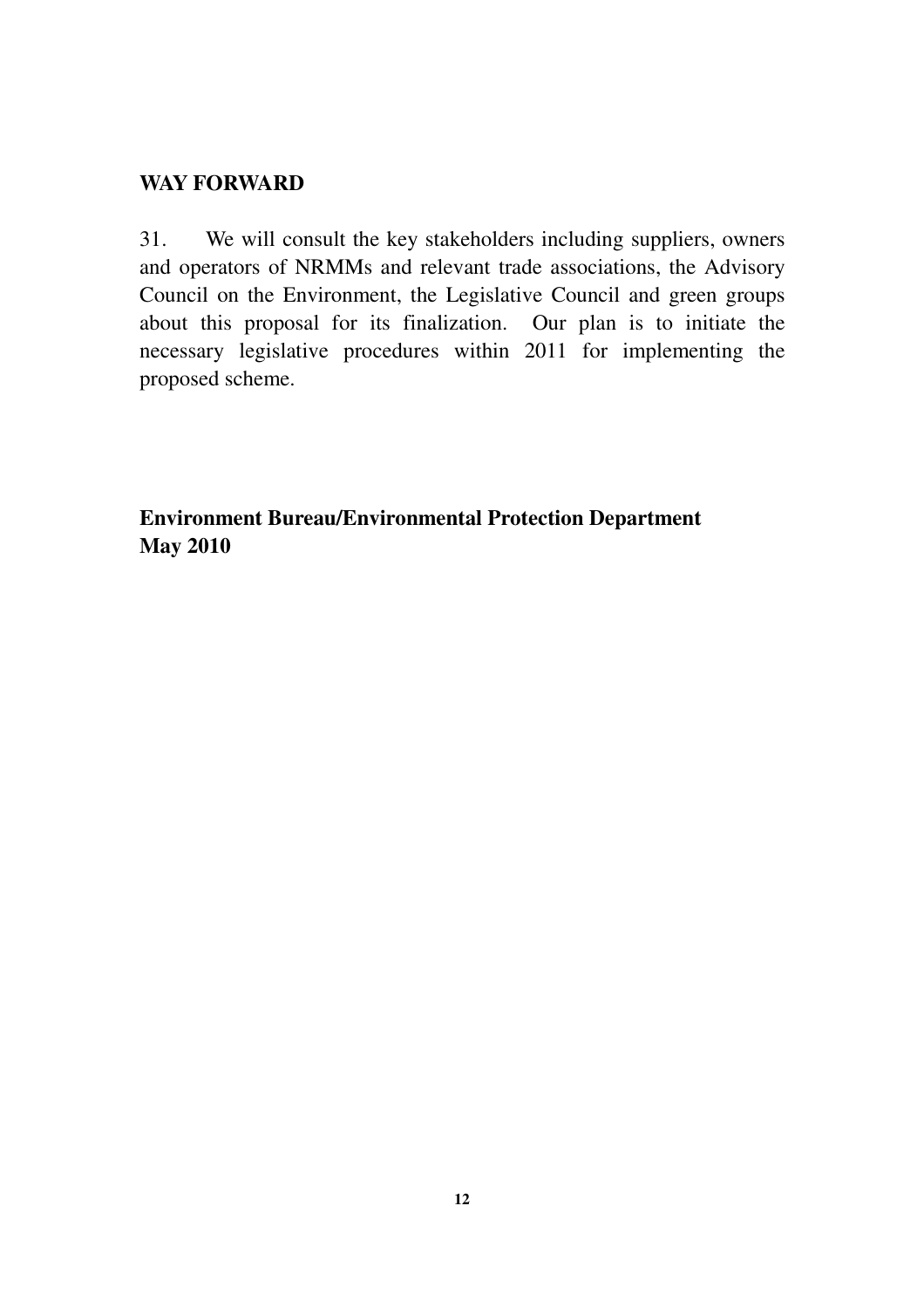## WAY FORWARD

31. We will consult the key stakeholders including suppliers, owners and operators of NRMMs and relevant trade associations, the Advisory Council on the Environment, the Legislative Council and green groups about this proposal for its finalization. Our plan is to initiate the necessary legislative procedures within 2011 for implementing the proposed scheme.

**Environment Bureau/Environmental Protection Department**
**May 2010**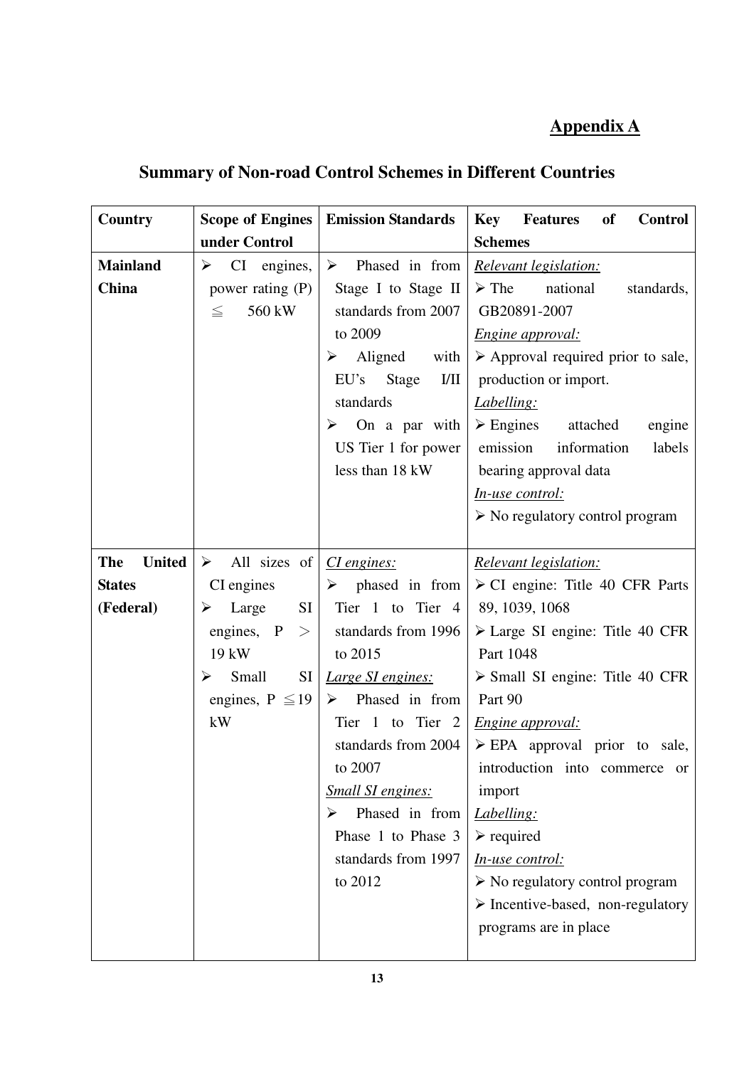# Appendix A

## Summary of Non-road Control Schemes in Different Countries

| Country | Scope of Engines under Control | Emission Standards | Key Features of Control Schemes |
|---|---|---|---|
| **Mainland China** | ➢ CI engines, power rating (P) ≦ 560 kW | ➢ Phased in from Stage I to Stage II standards from 2007 to 2009<br>➢ Aligned with EU's Stage I/II standards<br>➢ On a par with US Tier 1 for power less than 18 kW | *Relevant legislation:*<br>➢ The national standards, GB20891-2007<br>*Engine approval:*<br>➢ Approval required prior to sale, production or import.<br>*Labelling:*<br>➢ Engines attached engine emission information labels bearing approval data<br>*In-use control:*<br>➢ No regulatory control program |
| **The United States (Federal)** | ➢ All sizes of CI engines<br>➢ Large SI engines, P > 19 kW<br>➢ Small SI engines, P ≦19 kW | *CI engines:*<br>➢ phased in from Tier 1 to Tier 4 standards from 1996 to 2015<br>*Large SI engines:*<br>➢ Phased in from Tier 1 to Tier 2 standards from 2004 to 2007<br>*Small SI engines:*<br>➢ Phased in from Phase 1 to Phase 3 standards from 1997 to 2012 | *Relevant legislation:*<br>➢ CI engine: Title 40 CFR Parts 89, 1039, 1068<br>➢ Large SI engine: Title 40 CFR Part 1048<br>➢ Small SI engine: Title 40 CFR Part 90<br>*Engine approval:*<br>➢ EPA approval prior to sale, introduction into commerce or import<br>*Labelling:*<br>➢ required<br>*In-use control:*<br>➢ No regulatory control program<br>➢ Incentive-based, non-regulatory programs are in place |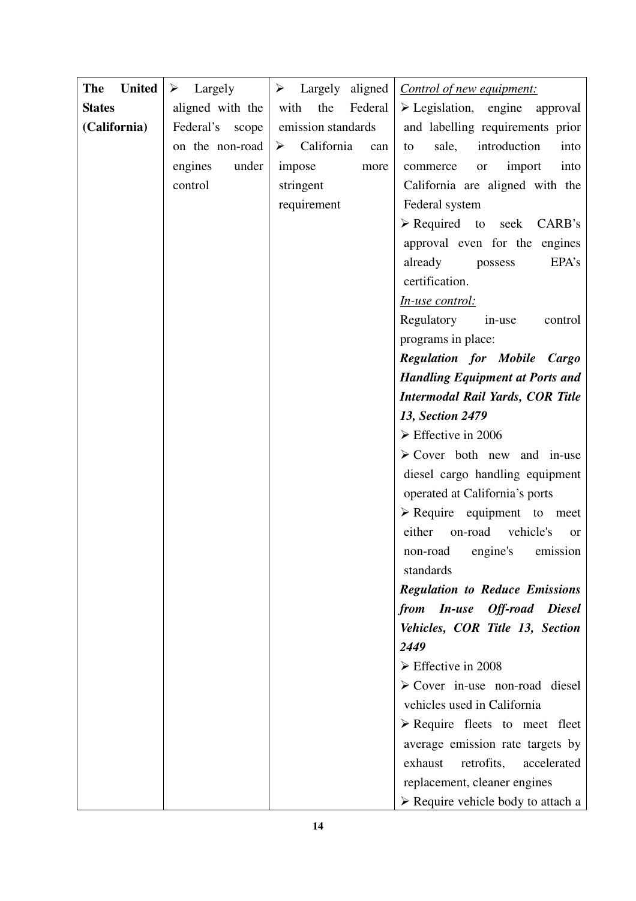| | | | |
|---|---|---|---|
| **The United States (California)** | ➢ Largely aligned with the Federal's scope on the non-road engines under control | ➢ Largely aligned with the Federal emission standards<br>➢ California can impose more stringent requirement | <u>*Control of new equipment:*</u><br>➢ Legislation, engine approval and labelling requirements prior to sale, introduction into commerce or import into California are aligned with the Federal system<br>➢ Required to seek CARB's approval even for the engines already possess EPA's certification.<br><u>*In-use control:*</u><br>Regulatory in-use control programs in place:<br>***Regulation for Mobile Cargo Handling Equipment at Ports and Intermodal Rail Yards, COR Title 13, Section 2479***<br>➢ Effective in 2006<br>➢ Cover both new and in-use diesel cargo handling equipment operated at California's ports<br>➢ Require equipment to meet either on-road vehicle's or non-road engine's emission standards<br>***Regulation to Reduce Emissions from In-use Off-road Diesel Vehicles, COR Title 13, Section 2449***<br>➢ Effective in 2008<br>➢ Cover in-use non-road diesel vehicles used in California<br>➢ Require fleets to meet fleet average emission rate targets by exhaust retrofits, accelerated replacement, cleaner engines<br>➢ Require vehicle body to attach a |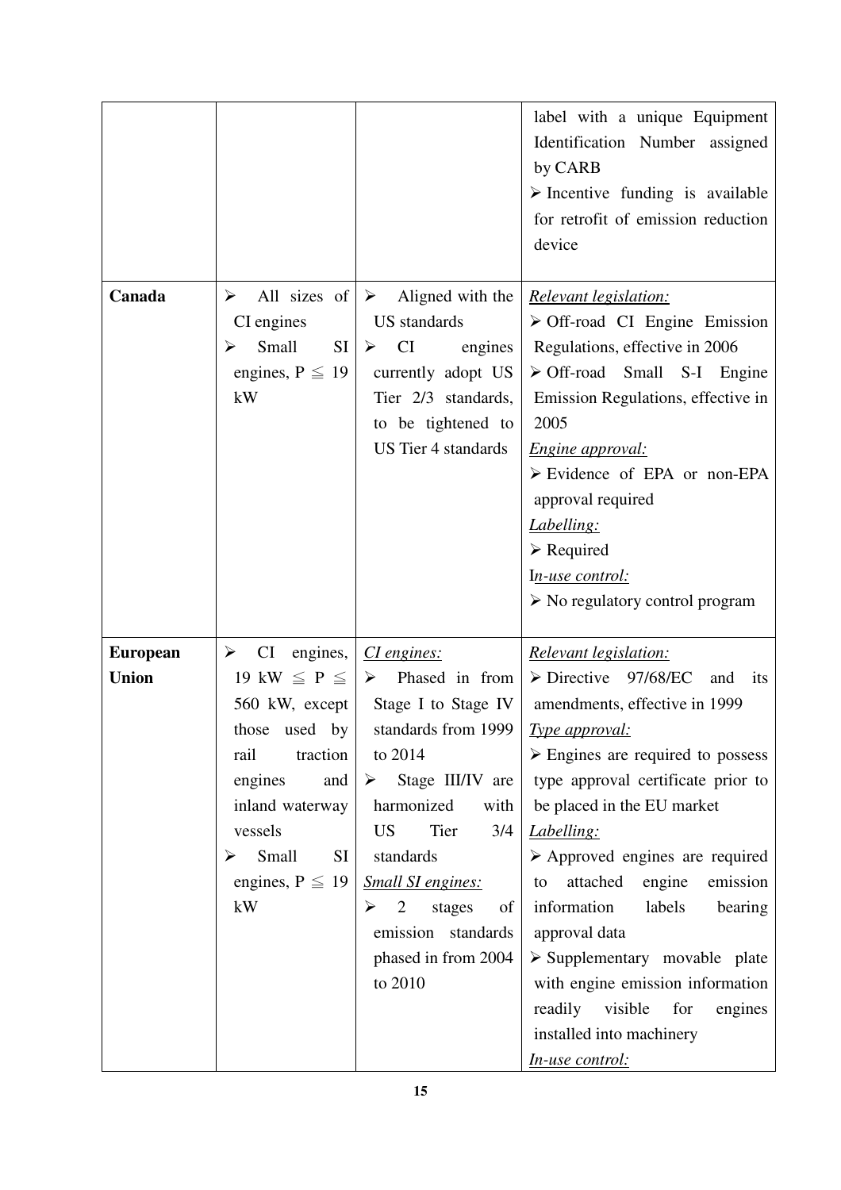| | | | |
|---|---|---|---|
| | | | label with a unique Equipment Identification Number assigned by CARB<br>➢ Incentive funding is available for retrofit of emission reduction device |
| **Canada** | ➢ All sizes of CI engines<br>➢ Small SI engines, P ≦ 19 kW | ➢ Aligned with the US standards<br>➢ CI engines currently adopt US Tier 2/3 standards, to be tightened to US Tier 4 standards | *Relevant legislation:*<br>➢ Off-road CI Engine Emission Regulations, effective in 2006<br>➢ Off-road Small S-I Engine Emission Regulations, effective in 2005<br>*Engine approval:*<br>➢ Evidence of EPA or non-EPA approval required<br>*Labelling:*<br>➢ Required<br>*In-use control:*<br>➢ No regulatory control program |
| **European Union** | ➢ CI engines, 19 kW ≦ P ≦ 560 kW, except those used by rail traction engines and inland waterway vessels<br>➢ Small SI engines, P ≦ 19 kW | *CI engines:*<br>➢ Phased in from Stage I to Stage IV standards from 1999 to 2014<br>➢ Stage III/IV are harmonized with US Tier 3/4 standards<br>*Small SI engines:*<br>➢ 2 stages of emission standards phased in from 2004 to 2010 | *Relevant legislation:*<br>➢ Directive 97/68/EC and its amendments, effective in 1999<br>*Type approval:*<br>➢ Engines are required to possess type approval certificate prior to be placed in the EU market<br>*Labelling:*<br>➢ Approved engines are required to attached engine emission information labels bearing approval data<br>➢ Supplementary movable plate with engine emission information readily visible for engines installed into machinery<br>*In-use control:* |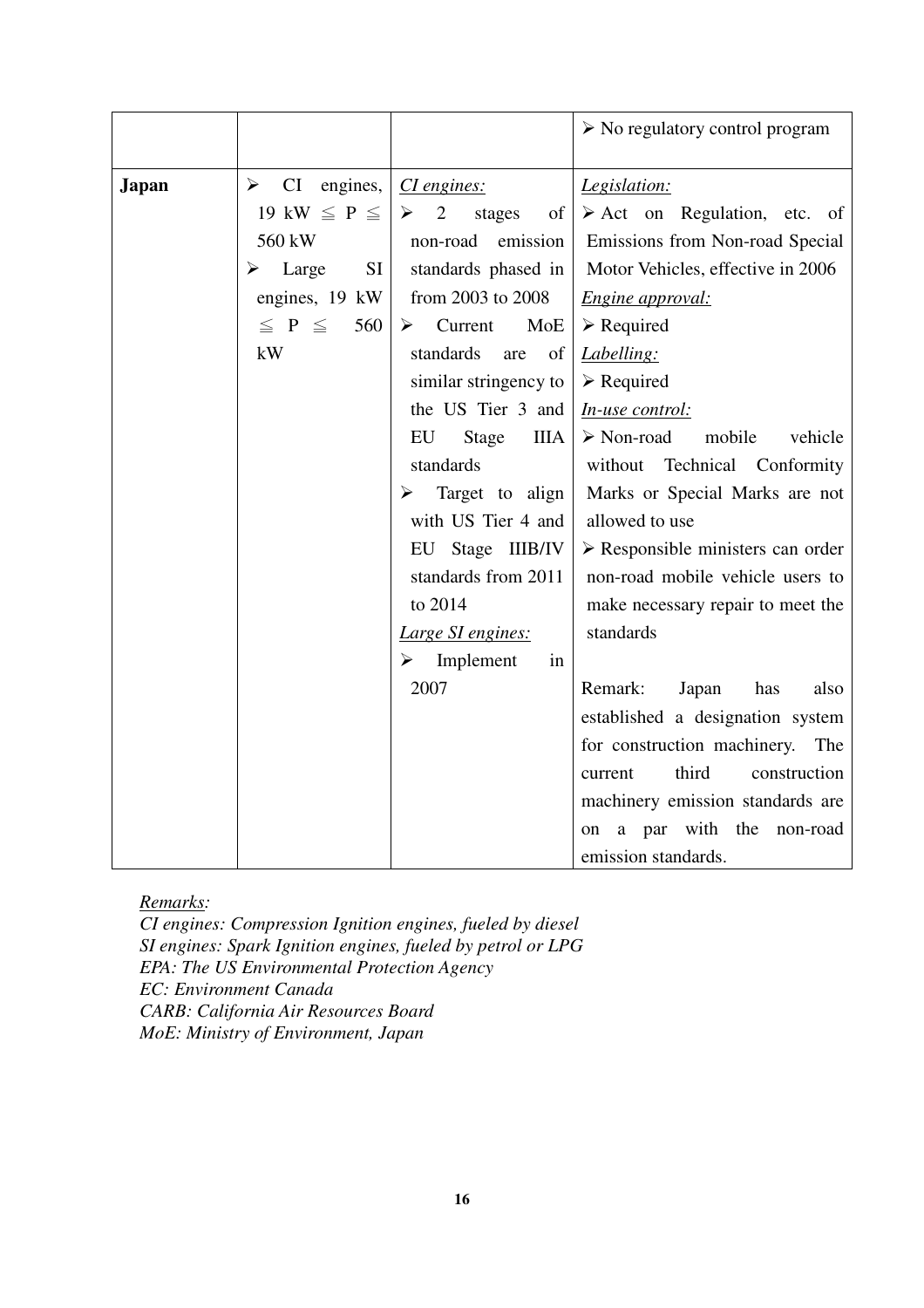| | | | |
|---|---|---|---|
| | | | ➢ No regulatory control program |
| **Japan** | ➢ CI engines, 19 kW ≦ P ≦ 560 kW<br>➢ Large SI engines, 19 kW ≦ P ≦ 560 kW | *CI engines:*<br>➢ 2 stages of non-road emission standards phased in from 2003 to 2008<br>➢ Current MoE standards are of similar stringency to the US Tier 3 and EU Stage IIIA standards<br>➢ Target to align with US Tier 4 and EU Stage IIIB/IV standards from 2011 to 2014<br>*Large SI engines:*<br>➢ Implement in 2007 | *Legislation:*<br>➢ Act on Regulation, etc. of Emissions from Non-road Special Motor Vehicles, effective in 2006<br>*Engine approval:*<br>➢ Required<br>*Labelling:*<br>➢ Required<br>*In-use control:*<br>➢ Non-road mobile vehicle without Technical Conformity Marks or Special Marks are not allowed to use<br>➢ Responsible ministers can order non-road mobile vehicle users to make necessary repair to meet the standards<br><br>Remark: Japan has also established a designation system for construction machinery. The current third construction machinery emission standards are on a par with the non-road emission standards. |

*Remarks:*
*CI engines: Compression Ignition engines, fueled by diesel*
*SI engines: Spark Ignition engines, fueled by petrol or LPG*
*EPA: The US Environmental Protection Agency*
*EC: Environment Canada*
*CARB: California Air Resources Board*
*MoE: Ministry of Environment, Japan*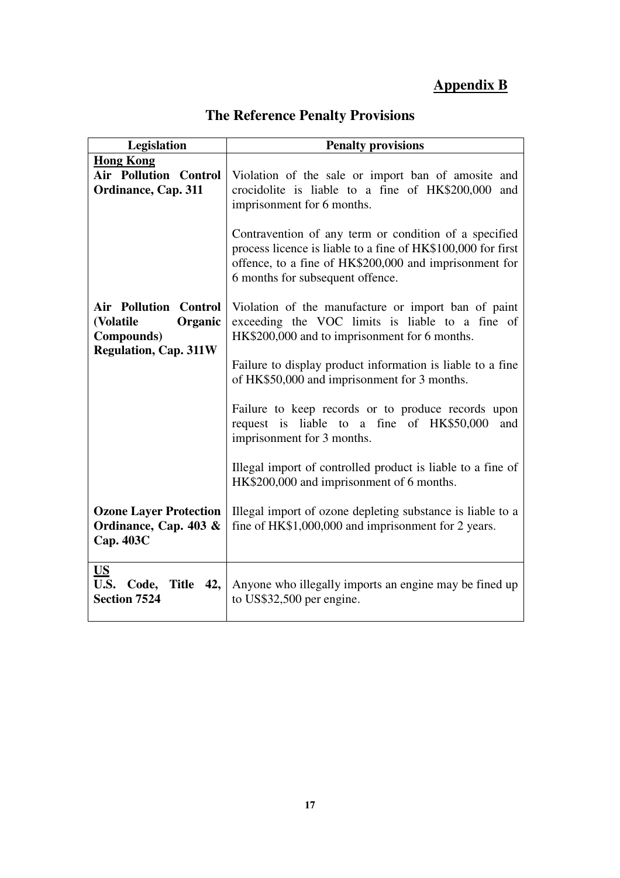## Appendix B

# The Reference Penalty Provisions

| Legislation | Penalty provisions |
|---|---|
| **Hong Kong** | |
| **Air Pollution Control Ordinance, Cap. 311** | Violation of the sale or import ban of amosite and crocidolite is liable to a fine of HK$200,000 and imprisonment for 6 months.<br><br>Contravention of any term or condition of a specified process licence is liable to a fine of HK$100,000 for first offence, to a fine of HK$200,000 and imprisonment for 6 months for subsequent offence. |
| **Air Pollution Control (Volatile Organic Compounds) Regulation, Cap. 311W** | Violation of the manufacture or import ban of paint exceeding the VOC limits is liable to a fine of HK$200,000 and to imprisonment for 6 months.<br><br>Failure to display product information is liable to a fine of HK$50,000 and imprisonment for 3 months.<br><br>Failure to keep records or to produce records upon request is liable to a fine of HK$50,000 and imprisonment for 3 months.<br><br>Illegal import of controlled product is liable to a fine of HK$200,000 and imprisonment of 6 months. |
| **Ozone Layer Protection Ordinance, Cap. 403 & Cap. 403C** | Illegal import of ozone depleting substance is liable to a fine of HK$1,000,000 and imprisonment for 2 years. |
| **US** | |
| **U.S. Code, Title 42, Section 7524** | Anyone who illegally imports an engine may be fined up to US$32,500 per engine. |